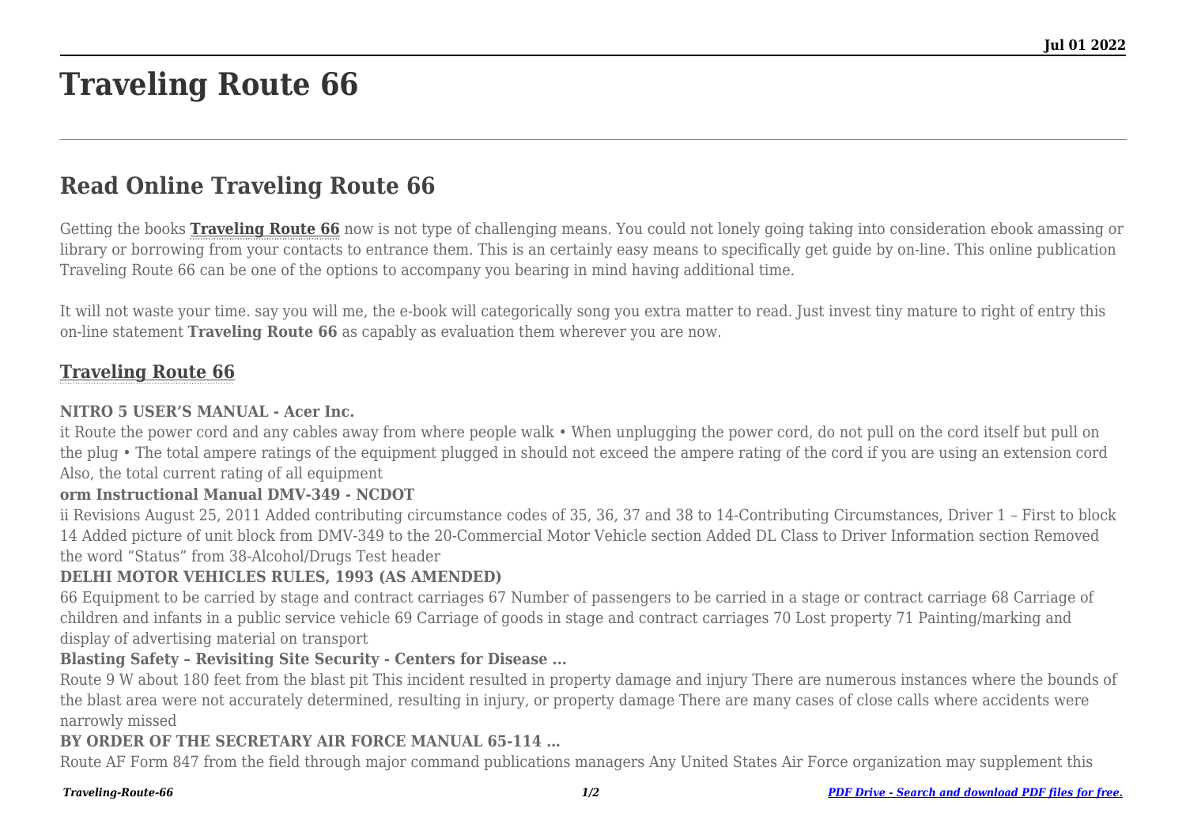# Traveling Route 66

## Read Online Traveling Route 66

Getting the books **Traveling Route 66** now is not type of challenging means. You could not lonely going taking into consideration ebook amassing or library or borrowing from your contacts to entrance them. This is an certainly easy means to specifically get guide by on-line. This online publication Traveling Route 66 can be one of the options to accompany you bearing in mind having additional time.

It will not waste your time. say you will me, the e-book will categorically song you extra matter to read. Just invest tiny mature to right of entry this on-line statement **Traveling Route 66** as capably as evaluation them wherever you are now.

### Traveling Route 66

**NITRO 5 USER'S MANUAL - Acer Inc.**

it Route the power cord and any cables away from where people walk • When unplugging the power cord, do not pull on the cord itself but pull on the plug • The total ampere ratings of the equipment plugged in should not exceed the ampere rating of the cord if you are using an extension cord Also, the total current rating of all equipment

**orm Instructional Manual DMV-349 - NCDOT**

ii Revisions August 25, 2011 Added contributing circumstance codes of 35, 36, 37 and 38 to 14-Contributing Circumstances, Driver 1 – First to block 14 Added picture of unit block from DMV-349 to the 20-Commercial Motor Vehicle section Added DL Class to Driver Information section Removed the word "Status" from 38-Alcohol/Drugs Test header

**DELHI MOTOR VEHICLES RULES, 1993 (AS AMENDED)**

66 Equipment to be carried by stage and contract carriages 67 Number of passengers to be carried in a stage or contract carriage 68 Carriage of children and infants in a public service vehicle 69 Carriage of goods in stage and contract carriages 70 Lost property 71 Painting/marking and display of advertising material on transport

**Blasting Safety – Revisiting Site Security - Centers for Disease ...**

Route 9 W about 180 feet from the blast pit This incident resulted in property damage and injury There are numerous instances where the bounds of the blast area were not accurately determined, resulting in injury, or property damage There are many cases of close calls where accidents were narrowly missed

**BY ORDER OF THE SECRETARY AIR FORCE MANUAL 65-114 ...**

Route AF Form 847 from the field through major command publications managers Any United States Air Force organization may supplement this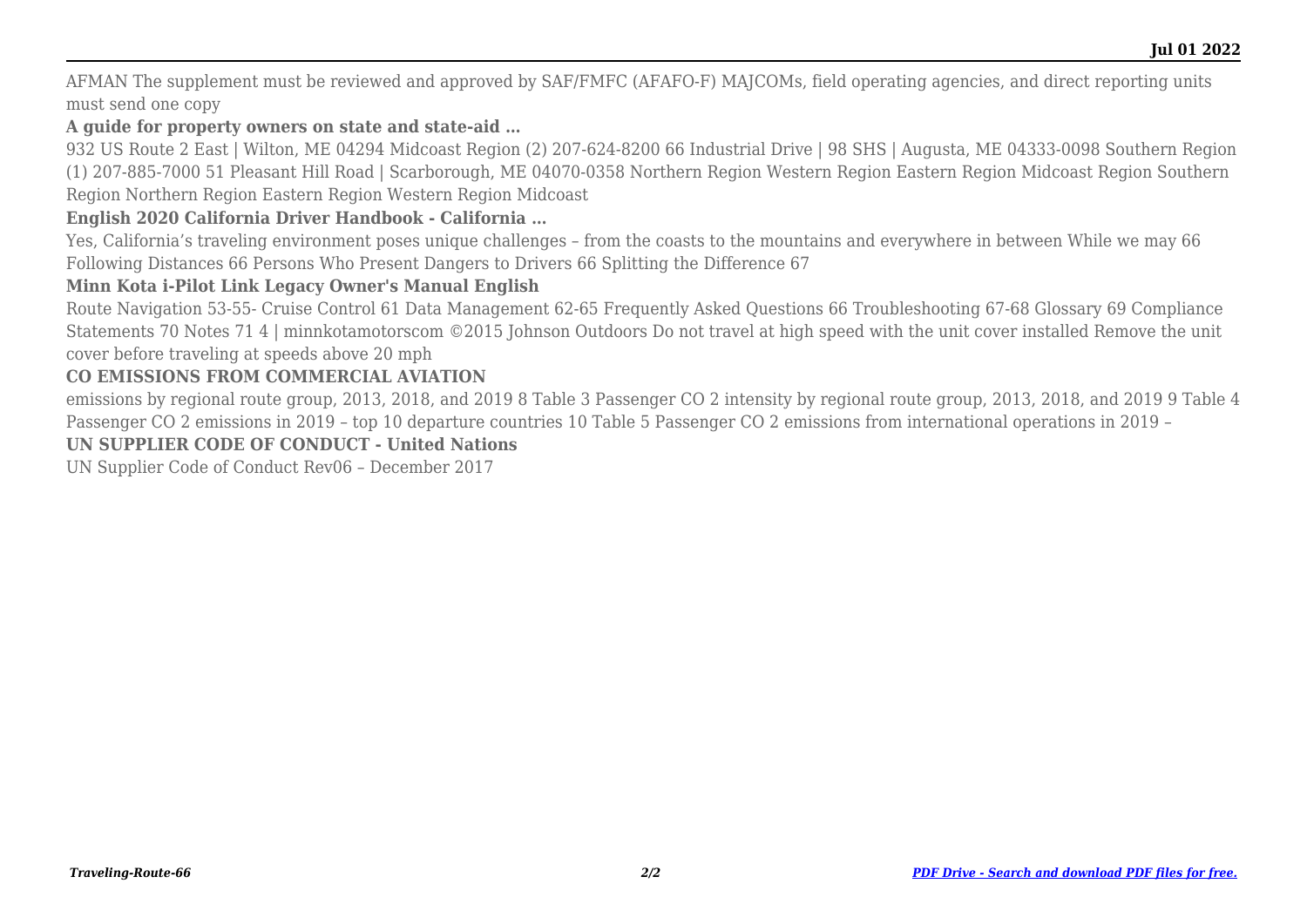AFMAN The supplement must be reviewed and approved by SAF/FMFC (AFAFO-F) MAJCOMs, field operating agencies, and direct reporting units must send one copy

**A guide for property owners on state and state-aid ...**

932 US Route 2 East | Wilton, ME 04294 Midcoast Region (2) 207-624-8200 66 Industrial Drive | 98 SHS | Augusta, ME 04333-0098 Southern Region (1) 207-885-7000 51 Pleasant Hill Road | Scarborough, ME 04070-0358 Northern Region Western Region Eastern Region Midcoast Region Southern Region Northern Region Eastern Region Western Region Midcoast

**English 2020 California Driver Handbook - California ...**

Yes, California's traveling environment poses unique challenges – from the coasts to the mountains and everywhere in between While we may 66 Following Distances 66 Persons Who Present Dangers to Drivers 66 Splitting the Difference 67

**Minn Kota i-Pilot Link Legacy Owner's Manual English**

Route Navigation 53-55- Cruise Control 61 Data Management 62-65 Frequently Asked Questions 66 Troubleshooting 67-68 Glossary 69 Compliance Statements 70 Notes 71 4 | minnkotamotorscom ©2015 Johnson Outdoors Do not travel at high speed with the unit cover installed Remove the unit cover before traveling at speeds above 20 mph

**CO EMISSIONS FROM COMMERCIAL AVIATION**

emissions by regional route group, 2013, 2018, and 2019 8 Table 3 Passenger CO 2 intensity by regional route group, 2013, 2018, and 2019 9 Table 4 Passenger CO 2 emissions in 2019 – top 10 departure countries 10 Table 5 Passenger CO 2 emissions from international operations in 2019 –

**UN SUPPLIER CODE OF CONDUCT - United Nations**

UN Supplier Code of Conduct Rev06 – December 2017